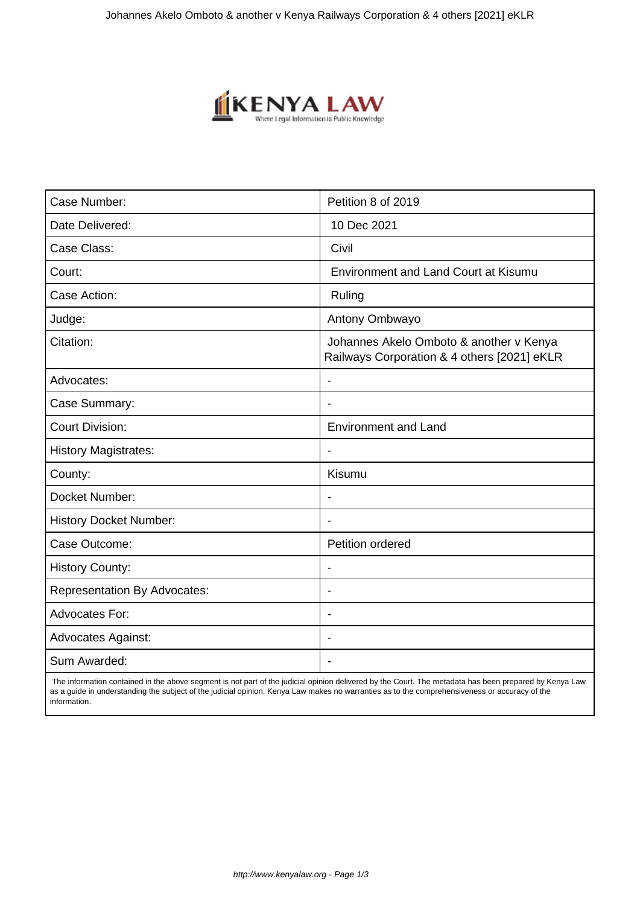| Case Number: | Petition 8 of 2019 |
|---|---|
| Date Delivered: | 10 Dec 2021 |
| Case Class: | Civil |
| Court: | Environment and Land Court at Kisumu |
| Case Action: | Ruling |
| Judge: | Antony Ombwayo |
| Citation: | Johannes Akelo Omboto & another v Kenya Railways Corporation & 4 others [2021] eKLR |
| Advocates: | - |
| Case Summary: | - |
| Court Division: | Environment and Land |
| History Magistrates: | - |
| County: | Kisumu |
| Docket Number: | - |
| History Docket Number: | - |
| Case Outcome: | Petition ordered |
| History County: | - |
| Representation By Advocates: | - |
| Advocates For: | - |
| Advocates Against: | - |
| Sum Awarded: | - |

The information contained in the above segment is not part of the judicial opinion delivered by the Court. The metadata has been prepared by Kenya Law as a guide in understanding the subject of the judicial opinion. Kenya Law makes no warranties as to the comprehensiveness or accuracy of the information.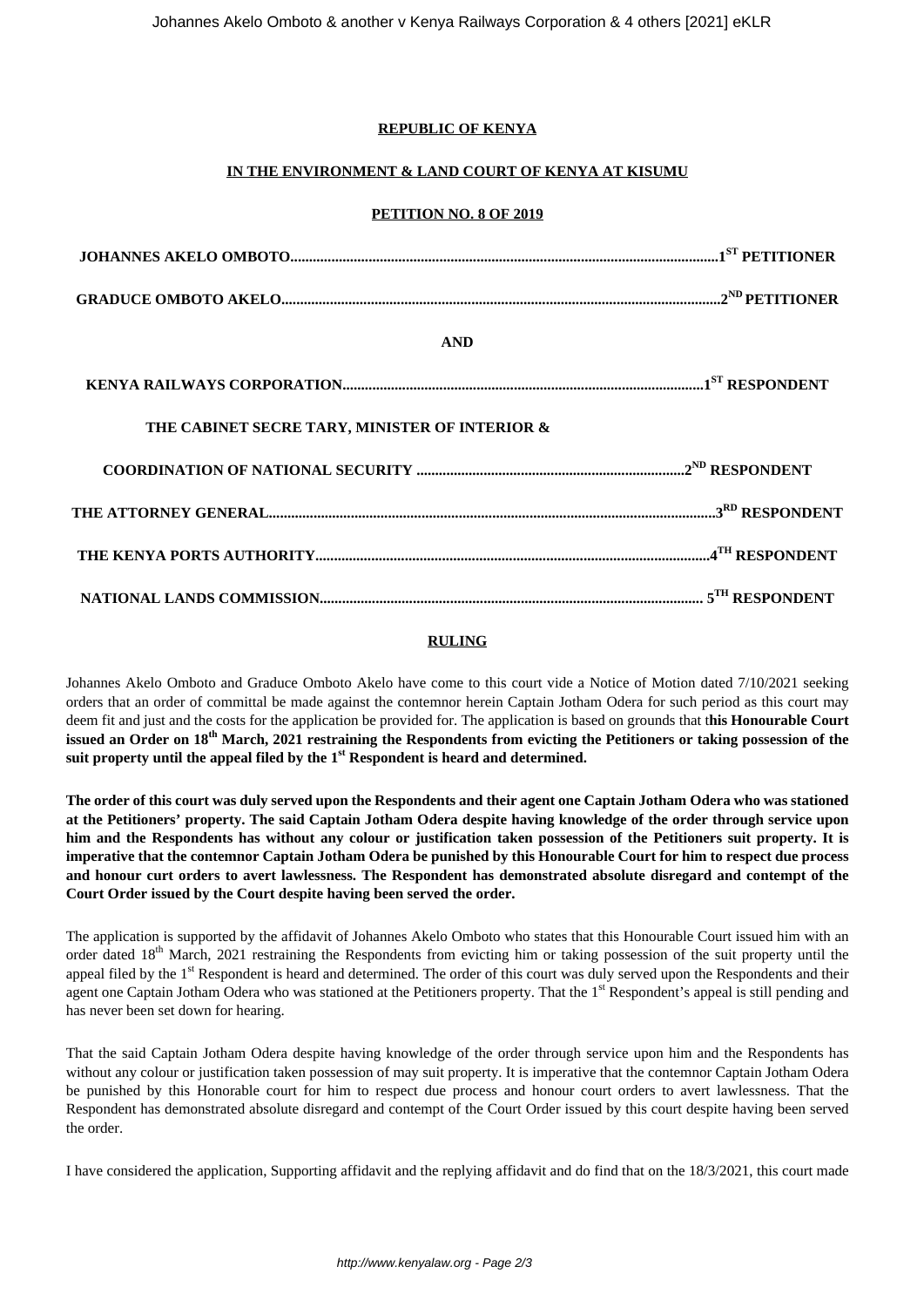**REPUBLIC OF KENYA**

**IN THE ENVIRONMENT & LAND COURT OF KENYA AT KISUMU**

**PETITION NO. 8 OF 2019**

**JOHANNES AKELO OMBOTO....................................................................................................................1ST PETITIONER**

**GRADUCE OMBOTO AKELO....................................................................................................................2ND PETITIONER**

**AND**

**KENYA RAILWAYS CORPORATION.................................................................................................1ST RESPONDENT**

**THE CABINET SECRE TARY, MINISTER OF INTERIOR &**

**COORDINATION OF NATIONAL SECURITY ........................................................................2ND RESPONDENT**

**THE ATTORNEY GENERAL.........................................................................................................................3RD RESPONDENT**

**THE KENYA PORTS AUTHORITY...........................................................................................................4TH RESPONDENT**

**NATIONAL LANDS COMMISSION.......................................................................................................... 5TH RESPONDENT**

**RULING**

Johannes Akelo Omboto and Graduce Omboto Akelo have come to this court vide a Notice of Motion dated 7/10/2021 seeking orders that an order of committal be made against the contemnor herein Captain Jotham Odera for such period as this court may deem fit and just and the costs for the application be provided for. The application is based on grounds that t**his Honourable Court issued an Order on 18th March, 2021 restraining the Respondents from evicting the Petitioners or taking possession of the suit property until the appeal filed by the 1st Respondent is heard and determined.**

**The order of this court was duly served upon the Respondents and their agent one Captain Jotham Odera who was stationed at the Petitioners' property. The said Captain Jotham Odera despite having knowledge of the order through service upon him and the Respondents has without any colour or justification taken possession of the Petitioners suit property. It is imperative that the contemnor Captain Jotham Odera be punished by this Honourable Court for him to respect due process and honour curt orders to avert lawlessness. The Respondent has demonstrated absolute disregard and contempt of the Court Order issued by the Court despite having been served the order.**

The application is supported by the affidavit of Johannes Akelo Omboto who states that this Honourable Court issued him with an order dated 18th March, 2021 restraining the Respondents from evicting him or taking possession of the suit property until the appeal filed by the 1st Respondent is heard and determined. The order of this court was duly served upon the Respondents and their agent one Captain Jotham Odera who was stationed at the Petitioners property. That the 1st Respondent's appeal is still pending and has never been set down for hearing.

That the said Captain Jotham Odera despite having knowledge of the order through service upon him and the Respondents has without any colour or justification taken possession of may suit property. It is imperative that the contemnor Captain Jotham Odera be punished by this Honorable court for him to respect due process and honour court orders to avert lawlessness. That the Respondent has demonstrated absolute disregard and contempt of the Court Order issued by this court despite having been served the order.

I have considered the application, Supporting affidavit and the replying affidavit and do find that on the 18/3/2021, this court made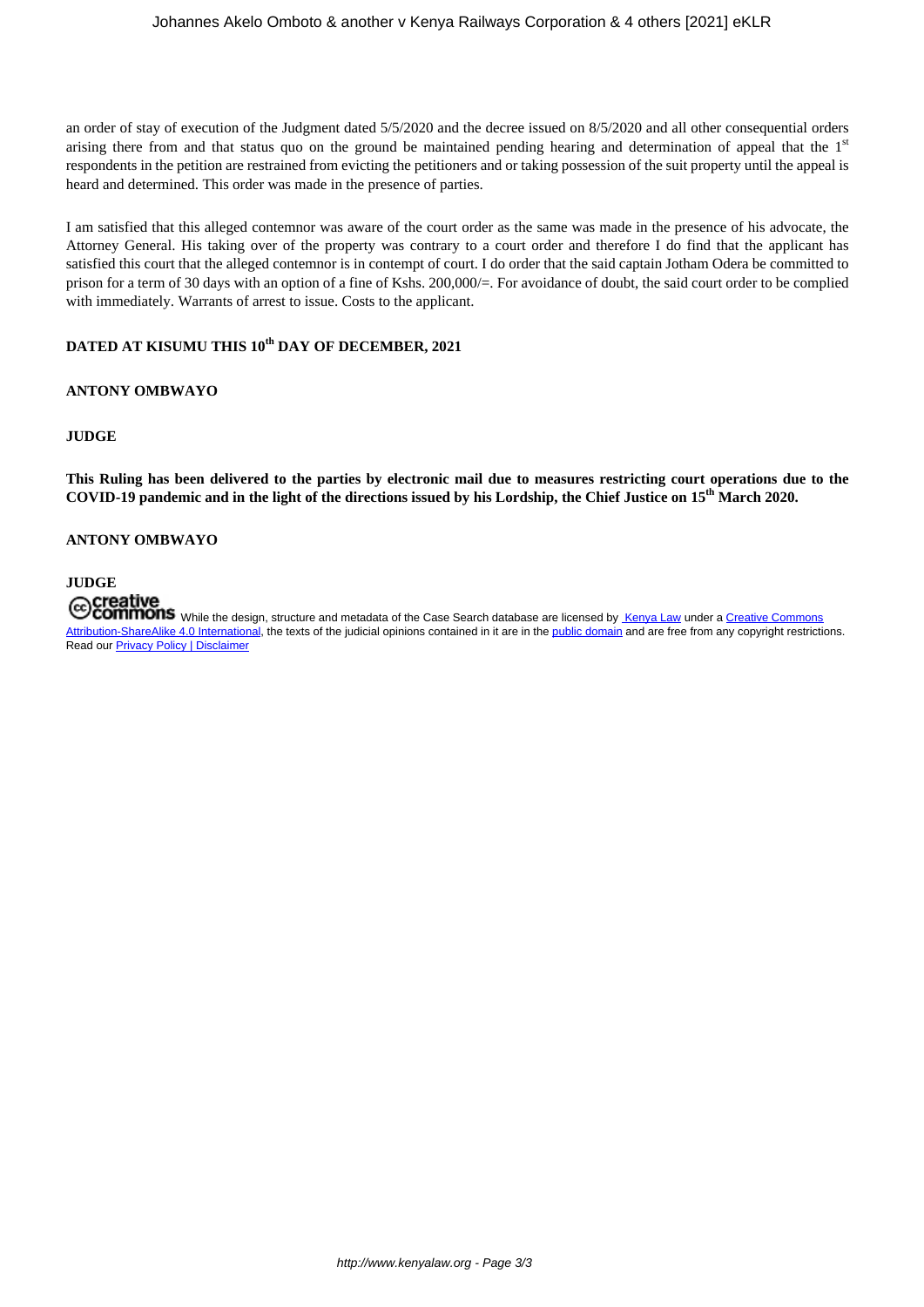an order of stay of execution of the Judgment dated 5/5/2020 and the decree issued on 8/5/2020 and all other consequential orders arising there from and that status quo on the ground be maintained pending hearing and determination of appeal that the 1st respondents in the petition are restrained from evicting the petitioners and or taking possession of the suit property until the appeal is heard and determined. This order was made in the presence of parties.

I am satisfied that this alleged contemnor was aware of the court order as the same was made in the presence of his advocate, the Attorney General. His taking over of the property was contrary to a court order and therefore I do find that the applicant has satisfied this court that the alleged contemnor is in contempt of court. I do order that the said captain Jotham Odera be committed to prison for a term of 30 days with an option of a fine of Kshs. 200,000/=. For avoidance of doubt, the said court order to be complied with immediately. Warrants of arrest to issue. Costs to the applicant.

**DATED AT KISUMU THIS 10th DAY OF DECEMBER, 2021**

**ANTONY OMBWAYO**

**JUDGE**

**This Ruling has been delivered to the parties by electronic mail due to measures restricting court operations due to the COVID-19 pandemic and in the light of the directions issued by his Lordship, the Chief Justice on 15th March 2020.**

**ANTONY OMBWAYO**

**JUDGE**

While the design, structure and metadata of the Case Search database are licensed by Kenya Law under a Creative Commons Attribution-ShareAlike 4.0 International, the texts of the judicial opinions contained in it are in the public domain and are free from any copyright restrictions. Read our Privacy Policy | Disclaimer